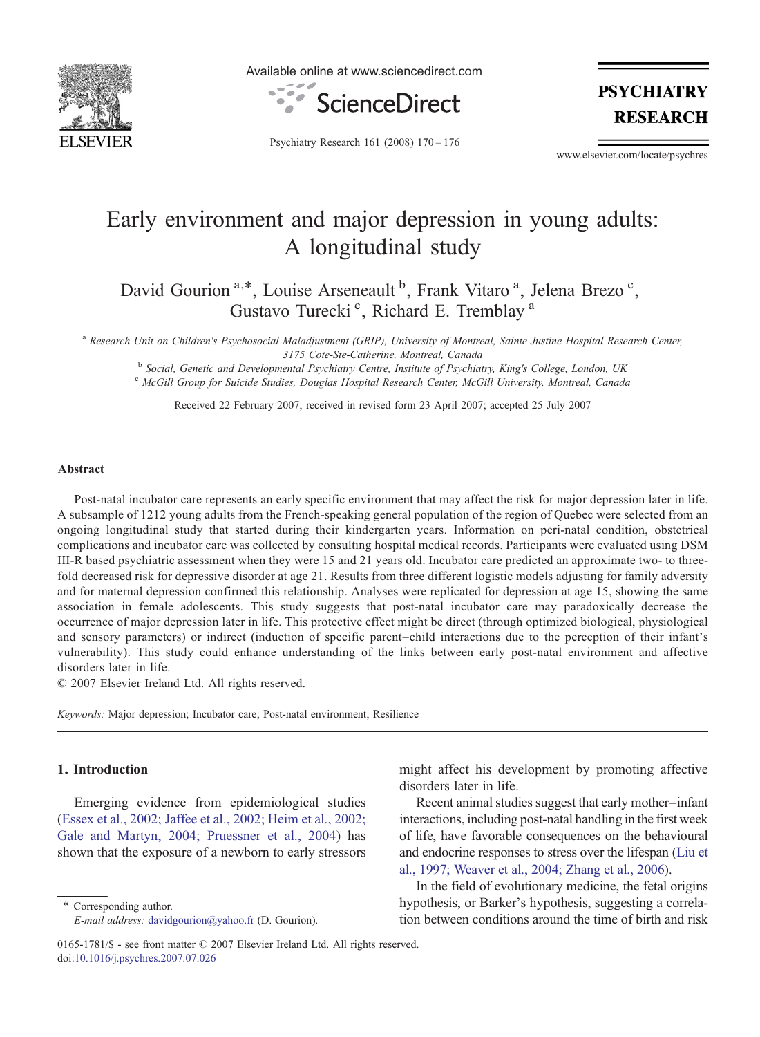# Early environment and major depression in young adults: A longitudinal study

David Gourion [a,*], Louise Arseneault [b], Frank Vitaro [a], Jelena Brezo [c], Gustavo Turecki [c], Richard E. Tremblay [a]

[a] Research Unit on Children's Psychosocial Maladjustment (GRIP), University of Montreal, Sainte Justine Hospital Research Center, 3175 Cote-Ste-Catherine, Montreal, Canada

[b] Social, Genetic and Developmental Psychiatry Centre, Institute of Psychiatry, King's College, London, UK

[c] McGill Group for Suicide Studies, Douglas Hospital Research Center, McGill University, Montreal, Canada

Received 22 February 2007; received in revised form 23 April 2007; accepted 25 July 2007

## Abstract

Post-natal incubator care represents an early specific environment that may affect the risk for major depression later in life. A subsample of 1212 young adults from the French-speaking general population of the region of Quebec were selected from an ongoing longitudinal study that started during their kindergarten years. Information on peri-natal condition, obstetrical complications and incubator care was collected by consulting hospital medical records. Participants were evaluated using DSM III-R based psychiatric assessment when they were 15 and 21 years old. Incubator care predicted an approximate two- to three-fold decreased risk for depressive disorder at age 21. Results from three different logistic models adjusting for family adversity and for maternal depression confirmed this relationship. Analyses were replicated for depression at age 15, showing the same association in female adolescents. This study suggests that post-natal incubator care may paradoxically decrease the occurrence of major depression later in life. This protective effect might be direct (through optimized biological, physiological and sensory parameters) or indirect (induction of specific parent–child interactions due to the perception of their infant's vulnerability). This study could enhance understanding of the links between early post-natal environment and affective disorders later in life.

© 2007 Elsevier Ireland Ltd. All rights reserved.

*Keywords:* Major depression; Incubator care; Post-natal environment; Resilience

## 1. Introduction

Emerging evidence from epidemiological studies (Essex et al., 2002; Jaffee et al., 2002; Heim et al., 2002; Gale and Martyn, 2004; Pruessner et al., 2004) has shown that the exposure of a newborn to early stressors might affect his development by promoting affective disorders later in life.

Recent animal studies suggest that early mother–infant interactions, including post-natal handling in the first week of life, have favorable consequences on the behavioural and endocrine responses to stress over the lifespan (Liu et al., 1997; Weaver et al., 2004; Zhang et al., 2006).

In the field of evolutionary medicine, the fetal origins hypothesis, or Barker's hypothesis, suggesting a correlation between conditions around the time of birth and risk

* Corresponding author.
*E-mail address:* davidgourion@yahoo.fr (D. Gourion).

0165-1781/$ - see front matter © 2007 Elsevier Ireland Ltd. All rights reserved.
doi:10.1016/j.psychres.2007.07.026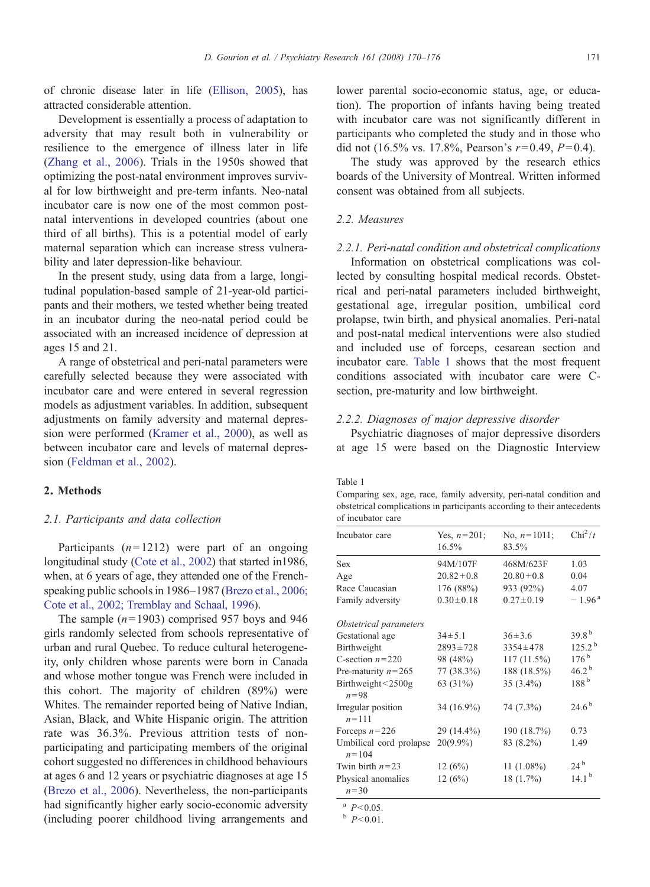of chronic disease later in life (Ellison, 2005), has attracted considerable attention.

Development is essentially a process of adaptation to adversity that may result both in vulnerability or resilience to the emergence of illness later in life (Zhang et al., 2006). Trials in the 1950s showed that optimizing the post-natal environment improves survival for low birthweight and pre-term infants. Neo-natal incubator care is now one of the most common post-natal interventions in developed countries (about one third of all births). This is a potential model of early maternal separation which can increase stress vulnerability and later depression-like behaviour.

In the present study, using data from a large, longitudinal population-based sample of 21-year-old participants and their mothers, we tested whether being treated in an incubator during the neo-natal period could be associated with an increased incidence of depression at ages 15 and 21.

A range of obstetrical and peri-natal parameters were carefully selected because they were associated with incubator care and were entered in several regression models as adjustment variables. In addition, subsequent adjustments on family adversity and maternal depression were performed (Kramer et al., 2000), as well as between incubator care and levels of maternal depression (Feldman et al., 2002).

## 2. Methods

### 2.1. Participants and data collection

Participants ($n = 1212$) were part of an ongoing longitudinal study (Cote et al., 2002) that started in1986, when, at 6 years of age, they attended one of the French-speaking public schools in 1986–1987 (Brezo et al., 2006; Cote et al., 2002; Tremblay and Schaal, 1996).

The sample ($n = 1903$) comprised 957 boys and 946 girls randomly selected from schools representative of urban and rural Quebec. To reduce cultural heterogeneity, only children whose parents were born in Canada and whose mother tongue was French were included in this cohort. The majority of children (89%) were Whites. The remainder reported being of Native Indian, Asian, Black, and White Hispanic origin. The attrition rate was 36.3%. Previous attrition tests of non-participating and participating members of the original cohort suggested no differences in childhood behaviours at ages 6 and 12 years or psychiatric diagnoses at age 15 (Brezo et al., 2006). Nevertheless, the non-participants had significantly higher early socio-economic adversity (including poorer childhood living arrangements and lower parental socio-economic status, age, or education). The proportion of infants having being treated with incubator care was not significantly different in participants who completed the study and in those who did not (16.5% vs. 17.8%, Pearson's $r = 0.49$, $P = 0.4$).

The study was approved by the research ethics boards of the University of Montreal. Written informed consent was obtained from all subjects.

### 2.2. Measures

#### 2.2.1. Peri-natal condition and obstetrical complications

Information on obstetrical complications was collected by consulting hospital medical records. Obstetrical and peri-natal parameters included birthweight, gestational age, irregular position, umbilical cord prolapse, twin birth, and physical anomalies. Peri-natal and post-natal medical interventions were also studied and included use of forceps, cesarean section and incubator care. Table 1 shows that the most frequent conditions associated with incubator care were C-section, pre-maturity and low birthweight.

#### 2.2.2. Diagnoses of major depressive disorder

Psychiatric diagnoses of major depressive disorders at age 15 were based on the Diagnostic Interview

Table 1
Comparing sex, age, race, family adversity, peri-natal condition and obstetrical complications in participants according to their antecedents of incubator care

| Incubator care | Yes, $n = 201$; 16.5% | No, $n = 1011$; 83.5% | $Chi^2/t$ |
|---|---|---|---|
| Sex | 94M/107F | 468M/623F | 1.03 |
| Age | $20.82 + 0.8$ | $20.80 + 0.8$ | 0.04 |
| Race Caucasian | 176 (88%) | 933 (92%) | 4.07 |
| Family adversity | $0.30 \pm 0.18$ | $0.27 \pm 0.19$ | − 1.96 [a] |
| *Obstetrical parameters* | | | |
| Gestational age | $34 \pm 5.1$ | $36 \pm 3.6$ | 39.8 [b] |
| Birthweight | $2893 \pm 728$ | $3354 \pm 478$ | 125.2 [b] |
| C-section $n = 220$ | 98 (48%) | 117 (11.5%) | 176 [b] |
| Pre-maturity $n = 265$ | 77 (38.3%) | 188 (18.5%) | 46.2 [b] |
| Birthweight<2500g $n = 98$ | 63 (31%) | 35 (3.4%) | 188 [b] |
| Irregular position $n = 111$ | 34 (16.9%) | 74 (7.3%) | 24.6 [b] |
| Forceps $n = 226$ | 29 (14.4%) | 190 (18.7%) | 0.73 |
| Umbilical cord prolapse $n = 104$ | 20(9.9%) | 83 (8.2%) | 1.49 |
| Twin birth $n = 23$ | 12 (6%) | 11 (1.08%) | 24 [b] |
| Physical anomalies $n = 30$ | 12 (6%) | 18 (1.7%) | 14.1 [b] |

[a] $P < 0.05$.
[b] $P < 0.01$.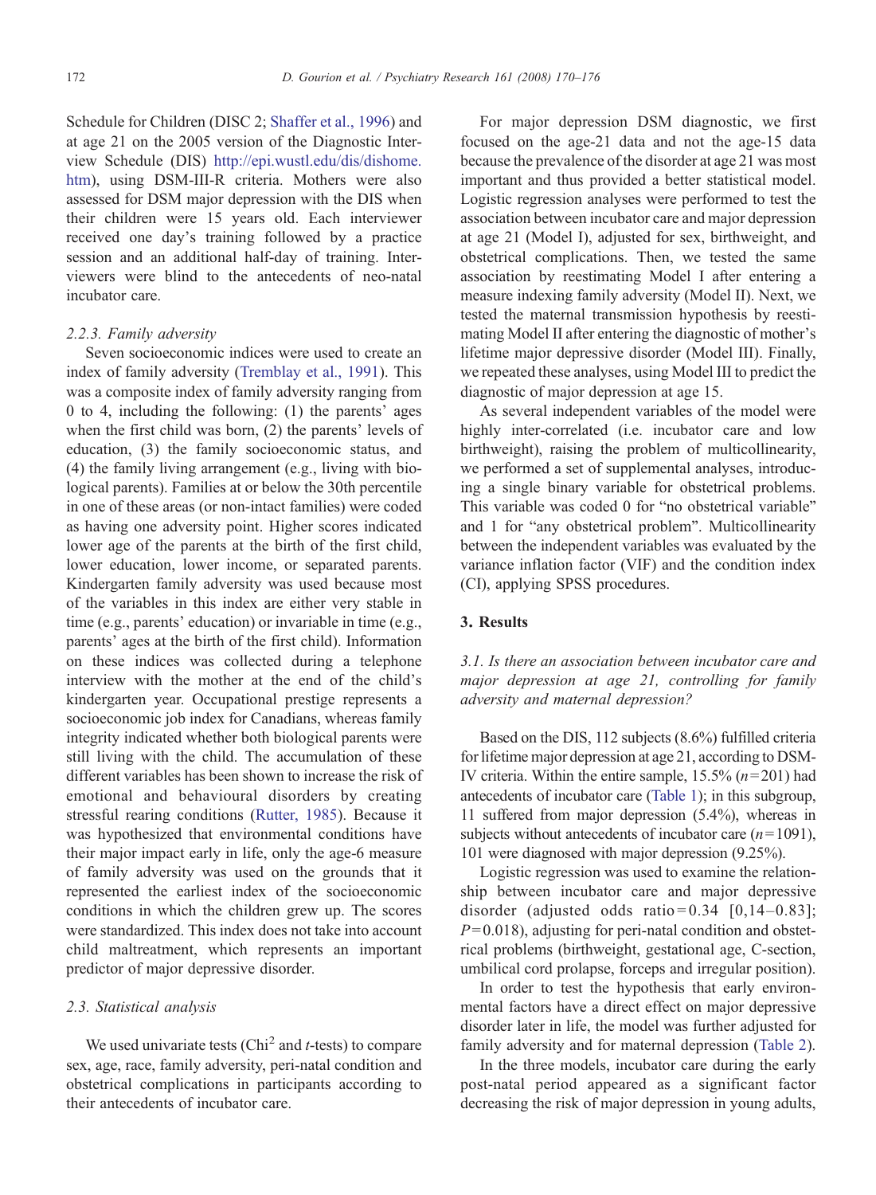Schedule for Children (DISC 2; Shaffer et al., 1996) and at age 21 on the 2005 version of the Diagnostic Interview Schedule (DIS) http://epi.wustl.edu/dis/dishome.htm), using DSM-III-R criteria. Mothers were also assessed for DSM major depression with the DIS when their children were 15 years old. Each interviewer received one day's training followed by a practice session and an additional half-day of training. Interviewers were blind to the antecedents of neo-natal incubator care.

### 2.2.3. Family adversity

Seven socioeconomic indices were used to create an index of family adversity (Tremblay et al., 1991). This was a composite index of family adversity ranging from 0 to 4, including the following: (1) the parents' ages when the first child was born, (2) the parents' levels of education, (3) the family socioeconomic status, and (4) the family living arrangement (e.g., living with biological parents). Families at or below the 30th percentile in one of these areas (or non-intact families) were coded as having one adversity point. Higher scores indicated lower age of the parents at the birth of the first child, lower education, lower income, or separated parents. Kindergarten family adversity was used because most of the variables in this index are either very stable in time (e.g., parents' education) or invariable in time (e.g., parents' ages at the birth of the first child). Information on these indices was collected during a telephone interview with the mother at the end of the child's kindergarten year. Occupational prestige represents a socioeconomic job index for Canadians, whereas family integrity indicated whether both biological parents were still living with the child. The accumulation of these different variables has been shown to increase the risk of emotional and behavioural disorders by creating stressful rearing conditions (Rutter, 1985). Because it was hypothesized that environmental conditions have their major impact early in life, only the age-6 measure of family adversity was used on the grounds that it represented the earliest index of the socioeconomic conditions in which the children grew up. The scores were standardized. This index does not take into account child maltreatment, which represents an important predictor of major depressive disorder.

## 2.3. Statistical analysis

We used univariate tests (Chi$^2$ and $t$-tests) to compare sex, age, race, family adversity, peri-natal condition and obstetrical complications in participants according to their antecedents of incubator care.

For major depression DSM diagnostic, we first focused on the age-21 data and not the age-15 data because the prevalence of the disorder at age 21 was most important and thus provided a better statistical model. Logistic regression analyses were performed to test the association between incubator care and major depression at age 21 (Model I), adjusted for sex, birthweight, and obstetrical complications. Then, we tested the same association by reestimating Model I after entering a measure indexing family adversity (Model II). Next, we tested the maternal transmission hypothesis by reestimating Model II after entering the diagnostic of mother's lifetime major depressive disorder (Model III). Finally, we repeated these analyses, using Model III to predict the diagnostic of major depression at age 15.

As several independent variables of the model were highly inter-correlated (i.e. incubator care and low birthweight), raising the problem of multicollinearity, we performed a set of supplemental analyses, introducing a single binary variable for obstetrical problems. This variable was coded 0 for "no obstetrical variable" and 1 for "any obstetrical problem". Multicollinearity between the independent variables was evaluated by the variance inflation factor (VIF) and the condition index (CI), applying SPSS procedures.

# 3. Results

## 3.1. Is there an association between incubator care and major depression at age 21, controlling for family adversity and maternal depression?

Based on the DIS, 112 subjects (8.6%) fulfilled criteria for lifetime major depression at age 21, according to DSM-IV criteria. Within the entire sample, 15.5% ($n$=201) had antecedents of incubator care (Table 1); in this subgroup, 11 suffered from major depression (5.4%), whereas in subjects without antecedents of incubator care ($n$=1091), 101 were diagnosed with major depression (9.25%).

Logistic regression was used to examine the relationship between incubator care and major depressive disorder (adjusted odds ratio = 0.34 [0,14–0.83]; $P$=0.018), adjusting for peri-natal condition and obstetrical problems (birthweight, gestational age, C-section, umbilical cord prolapse, forceps and irregular position).

In order to test the hypothesis that early environmental factors have a direct effect on major depressive disorder later in life, the model was further adjusted for family adversity and for maternal depression (Table 2).

In the three models, incubator care during the early post-natal period appeared as a significant factor decreasing the risk of major depression in young adults,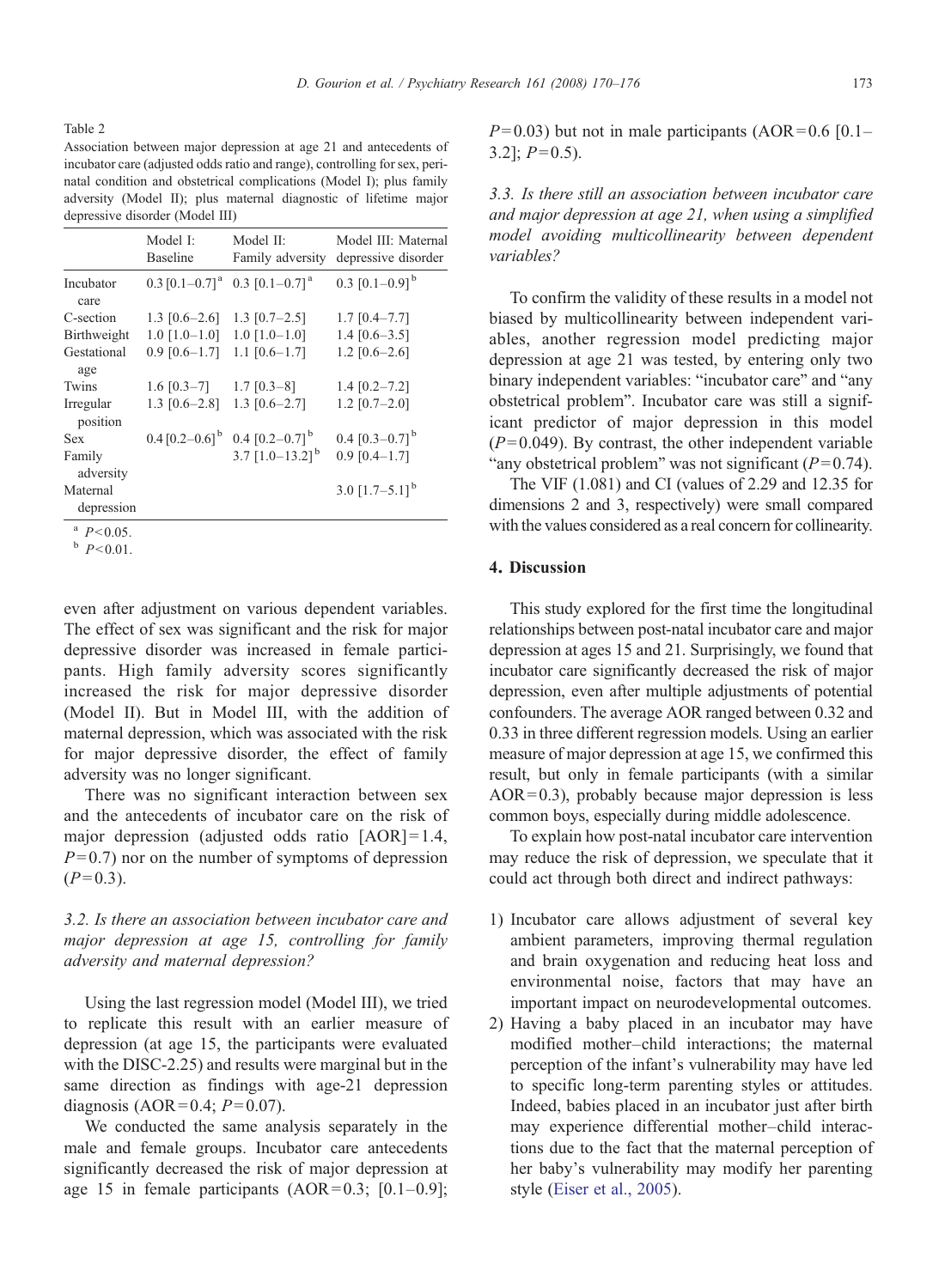Table 2

Association between major depression at age 21 and antecedents of incubator care (adjusted odds ratio and range), controlling for sex, perinatal condition and obstetrical complications (Model I); plus family adversity (Model II); plus maternal diagnostic of lifetime major depressive disorder (Model III)

| | Model I: Baseline | Model II: Family adversity | Model III: Maternal depressive disorder |
|---|---|---|---|
| Incubator care | 0.3 [0.1–0.7] [a] | 0.3 [0.1–0.7] [a] | 0.3 [0.1–0.9] [b] |
| C-section | 1.3 [0.6–2.6] | 1.3 [0.7–2.5] | 1.7 [0.4–7.7] |
| Birthweight | 1.0 [1.0–1.0] | 1.0 [1.0–1.0] | 1.4 [0.6–3.5] |
| Gestational age | 0.9 [0.6–1.7] | 1.1 [0.6–1.7] | 1.2 [0.6–2.6] |
| Twins | 1.6 [0.3–7] | 1.7 [0.3–8] | 1.4 [0.2–7.2] |
| Irregular position | 1.3 [0.6–2.8] | 1.3 [0.6–2.7] | 1.2 [0.7–2.0] |
| Sex | 0.4 [0.2–0.6] [b] | 0.4 [0.2–0.7] [b] | 0.4 [0.3–0.7] [b] |
| Family adversity | | 3.7 [1.0–13.2] [b] | 0.9 [0.4–1.7] |
| Maternal depression | | | 3.0 [1.7–5.1] [b] |

[a] $P<0.05$.
[b] $P<0.01$.

even after adjustment on various dependent variables. The effect of sex was significant and the risk for major depressive disorder was increased in female participants. High family adversity scores significantly increased the risk for major depressive disorder (Model II). But in Model III, with the addition of maternal depression, which was associated with the risk for major depressive disorder, the effect of family adversity was no longer significant.

There was no significant interaction between sex and the antecedents of incubator care on the risk of major depression (adjusted odds ratio [AOR] = 1.4, $P=0.7$) nor on the number of symptoms of depression ($P=0.3$).

### 3.2. Is there an association between incubator care and major depression at age 15, controlling for family adversity and maternal depression?

Using the last regression model (Model III), we tried to replicate this result with an earlier measure of depression (at age 15, the participants were evaluated with the DISC-2.25) and results were marginal but in the same direction as findings with age-21 depression diagnosis (AOR = 0.4; $P=0.07$).

We conducted the same analysis separately in the male and female groups. Incubator care antecedents significantly decreased the risk of major depression at age 15 in female participants (AOR = 0.3; [0.1–0.9]; $P=0.03$) but not in male participants (AOR = 0.6 [0.1–3.2]; $P=0.5$).

### 3.3. Is there still an association between incubator care and major depression at age 21, when using a simplified model avoiding multicollinearity between dependent variables?

To confirm the validity of these results in a model not biased by multicollinearity between independent variables, another regression model predicting major depression at age 21 was tested, by entering only two binary independent variables: "incubator care" and "any obstetrical problem". Incubator care was still a significant predictor of major depression in this model ($P=0.049$). By contrast, the other independent variable "any obstetrical problem" was not significant ($P=0.74$).

The VIF (1.081) and CI (values of 2.29 and 12.35 for dimensions 2 and 3, respectively) were small compared with the values considered as a real concern for collinearity.

## 4. Discussion

This study explored for the first time the longitudinal relationships between post-natal incubator care and major depression at ages 15 and 21. Surprisingly, we found that incubator care significantly decreased the risk of major depression, even after multiple adjustments of potential confounders. The average AOR ranged between 0.32 and 0.33 in three different regression models. Using an earlier measure of major depression at age 15, we confirmed this result, but only in female participants (with a similar AOR = 0.3), probably because major depression is less common boys, especially during middle adolescence.

To explain how post-natal incubator care intervention may reduce the risk of depression, we speculate that it could act through both direct and indirect pathways:

1) Incubator care allows adjustment of several key ambient parameters, improving thermal regulation and brain oxygenation and reducing heat loss and environmental noise, factors that may have an important impact on neurodevelopmental outcomes.
2) Having a baby placed in an incubator may have modified mother–child interactions; the maternal perception of the infant's vulnerability may have led to specific long-term parenting styles or attitudes. Indeed, babies placed in an incubator just after birth may experience differential mother–child interactions due to the fact that the maternal perception of her baby's vulnerability may modify her parenting style (Eiser et al., 2005).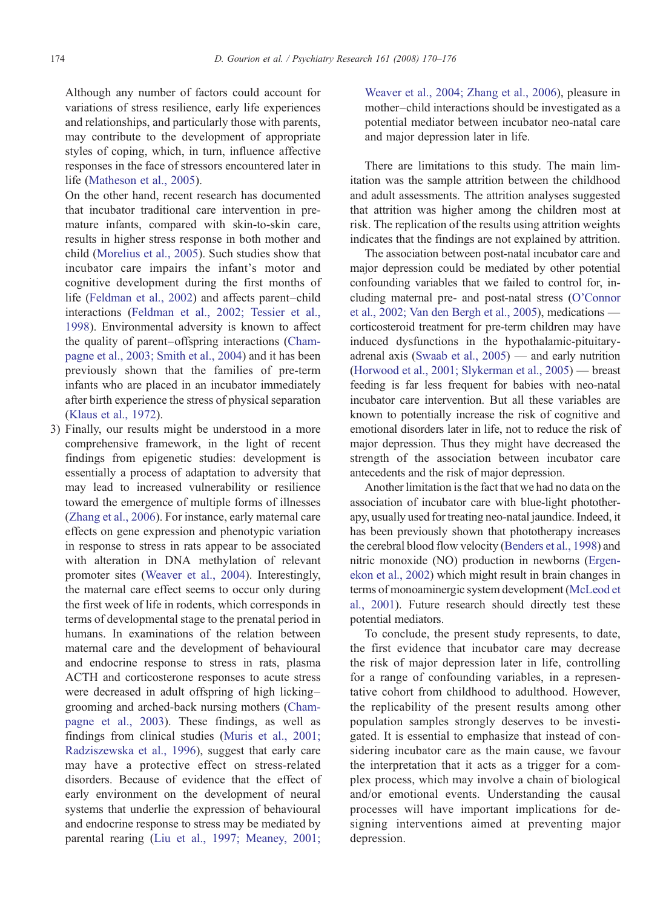Although any number of factors could account for variations of stress resilience, early life experiences and relationships, and particularly those with parents, may contribute to the development of appropriate styles of coping, which, in turn, influence affective responses in the face of stressors encountered later in life (Matheson et al., 2005).

On the other hand, recent research has documented that incubator traditional care intervention in premature infants, compared with skin-to-skin care, results in higher stress response in both mother and child (Morelius et al., 2005). Such studies show that incubator care impairs the infant's motor and cognitive development during the first months of life (Feldman et al., 2002) and affects parent–child interactions (Feldman et al., 2002; Tessier et al., 1998). Environmental adversity is known to affect the quality of parent–offspring interactions (Champagne et al., 2003; Smith et al., 2004) and it has been previously shown that the families of pre-term infants who are placed in an incubator immediately after birth experience the stress of physical separation (Klaus et al., 1972).

3) Finally, our results might be understood in a more comprehensive framework, in the light of recent findings from epigenetic studies: development is essentially a process of adaptation to adversity that may lead to increased vulnerability or resilience toward the emergence of multiple forms of illnesses (Zhang et al., 2006). For instance, early maternal care effects on gene expression and phenotypic variation in response to stress in rats appear to be associated with alteration in DNA methylation of relevant promoter sites (Weaver et al., 2004). Interestingly, the maternal care effect seems to occur only during the first week of life in rodents, which corresponds in terms of developmental stage to the prenatal period in humans. In examinations of the relation between maternal care and the development of behavioural and endocrine response to stress in rats, plasma ACTH and corticosterone responses to acute stress were decreased in adult offspring of high licking–grooming and arched-back nursing mothers (Champagne et al., 2003). These findings, as well as findings from clinical studies (Muris et al., 2001; Radziszewska et al., 1996), suggest that early care may have a protective effect on stress-related disorders. Because of evidence that the effect of early environment on the development of neural systems that underlie the expression of behavioural and endocrine response to stress may be mediated by parental rearing (Liu et al., 1997; Meaney, 2001; Weaver et al., 2004; Zhang et al., 2006), pleasure in mother–child interactions should be investigated as a potential mediator between incubator neo-natal care and major depression later in life.

There are limitations to this study. The main limitation was the sample attrition between the childhood and adult assessments. The attrition analyses suggested that attrition was higher among the children most at risk. The replication of the results using attrition weights indicates that the findings are not explained by attrition.

The association between post-natal incubator care and major depression could be mediated by other potential confounding variables that we failed to control for, including maternal pre- and post-natal stress (O'Connor et al., 2002; Van den Bergh et al., 2005), medications — corticosteroid treatment for pre-term children may have induced dysfunctions in the hypothalamic-pituitary-adrenal axis (Swaab et al., 2005) — and early nutrition (Horwood et al., 2001; Slykerman et al., 2005) — breast feeding is far less frequent for babies with neo-natal incubator care intervention. But all these variables are known to potentially increase the risk of cognitive and emotional disorders later in life, not to reduce the risk of major depression. Thus they might have decreased the strength of the association between incubator care antecedents and the risk of major depression.

Another limitation is the fact that we had no data on the association of incubator care with blue-light phototherapy, usually used for treating neo-natal jaundice. Indeed, it has been previously shown that phototherapy increases the cerebral blood flow velocity (Benders et al., 1998) and nitric monoxide (NO) production in newborns (Ergenekon et al., 2002) which might result in brain changes in terms of monoaminergic system development (McLeod et al., 2001). Future research should directly test these potential mediators.

To conclude, the present study represents, to date, the first evidence that incubator care may decrease the risk of major depression later in life, controlling for a range of confounding variables, in a representative cohort from childhood to adulthood. However, the replicability of the present results among other population samples strongly deserves to be investigated. It is essential to emphasize that instead of considering incubator care as the main cause, we favour the interpretation that it acts as a trigger for a complex process, which may involve a chain of biological and/or emotional events. Understanding the causal processes will have important implications for designing interventions aimed at preventing major depression.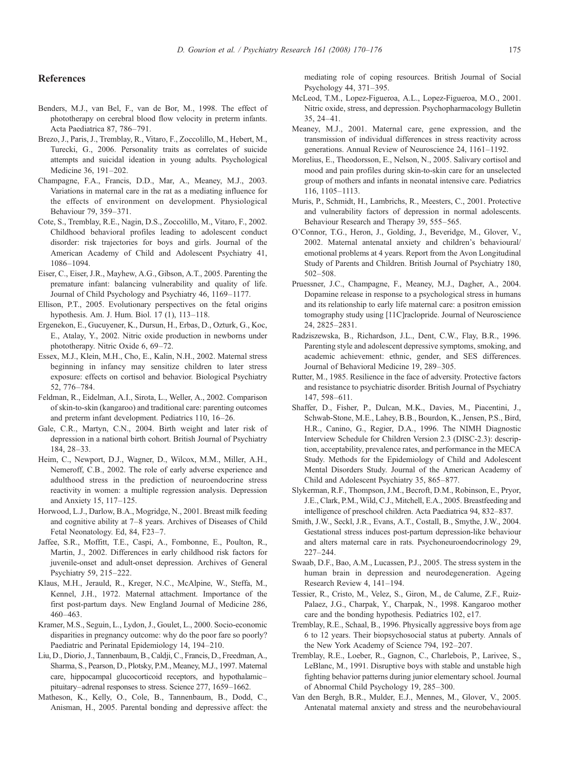## References

Benders, M.J., van Bel, F., van de Bor, M., 1998. The effect of phototherapy on cerebral blood flow velocity in preterm infants. Acta Paediatrica 87, 786–791.

Brezo, J., Paris, J., Tremblay, R., Vitaro, F., Zoccolillo, M., Hebert, M., Turecki, G., 2006. Personality traits as correlates of suicide attempts and suicidal ideation in young adults. Psychological Medicine 36, 191–202.

Champagne, F.A., Francis, D.D., Mar, A., Meaney, M.J., 2003. Variations in maternal care in the rat as a mediating influence for the effects of environment on development. Physiological Behaviour 79, 359–371.

Cote, S., Tremblay, R.E., Nagin, D.S., Zoccolillo, M., Vitaro, F., 2002. Childhood behavioral profiles leading to adolescent conduct disorder: risk trajectories for boys and girls. Journal of the American Academy of Child and Adolescent Psychiatry 41, 1086–1094.

Eiser, C., Eiser, J.R., Mayhew, A.G., Gibson, A.T., 2005. Parenting the premature infant: balancing vulnerability and quality of life. Journal of Child Psychology and Psychiatry 46, 1169–1177.

Ellison, P.T., 2005. Evolutionary perspectives on the fetal origins hypothesis. Am. J. Hum. Biol. 17 (1), 113–118.

Ergenekon, E., Gucuyener, K., Dursun, H., Erbas, D., Ozturk, G., Koc, E., Atalay, Y., 2002. Nitric oxide production in newborns under phototherapy. Nitric Oxide 6, 69–72.

Essex, M.J., Klein, M.H., Cho, E., Kalin, N.H., 2002. Maternal stress beginning in infancy may sensitize children to later stress exposure: effects on cortisol and behavior. Biological Psychiatry 52, 776–784.

Feldman, R., Eidelman, A.I., Sirota, L., Weller, A., 2002. Comparison of skin-to-skin (kangaroo) and traditional care: parenting outcomes and preterm infant development. Pediatrics 110, 16–26.

Gale, C.R., Martyn, C.N., 2004. Birth weight and later risk of depression in a national birth cohort. British Journal of Psychiatry 184, 28–33.

Heim, C., Newport, D.J., Wagner, D., Wilcox, M.M., Miller, A.H., Nemeroff, C.B., 2002. The role of early adverse experience and adulthood stress in the prediction of neuroendocrine stress reactivity in women: a multiple regression analysis. Depression and Anxiety 15, 117–125.

Horwood, L.J., Darlow, B.A., Mogridge, N., 2001. Breast milk feeding and cognitive ability at 7–8 years. Archives of Diseases of Child Fetal Neonatology. Ed, 84, F23–7.

Jaffee, S.R., Moffitt, T.E., Caspi, A., Fombonne, E., Poulton, R., Martin, J., 2002. Differences in early childhood risk factors for juvenile-onset and adult-onset depression. Archives of General Psychiatry 59, 215–222.

Klaus, M.H., Jerauld, R., Kreger, N.C., McAlpine, W., Steffa, M., Kennel, J.H., 1972. Maternal attachment. Importance of the first post-partum days. New England Journal of Medicine 286, 460–463.

Kramer, M.S., Seguin, L., Lydon, J., Goulet, L., 2000. Socio-economic disparities in pregnancy outcome: why do the poor fare so poorly? Paediatric and Perinatal Epidemiology 14, 194–210.

Liu, D., Diorio, J., Tannenbaum, B., Caldji, C., Francis, D., Freedman, A., Sharma, S., Pearson, D., Plotsky, P.M., Meaney, M.J., 1997. Maternal care, hippocampal glucocorticoid receptors, and hypothalamic–pituitary–adrenal responses to stress. Science 277, 1659–1662.

Matheson, K., Kelly, O., Cole, B., Tannenbaum, B., Dodd, C., Anisman, H., 2005. Parental bonding and depressive affect: the mediating role of coping resources. British Journal of Social Psychology 44, 371–395.

McLeod, T.M., Lopez-Figueroa, A.L., Lopez-Figueroa, M.O., 2001. Nitric oxide, stress, and depression. Psychopharmacology Bulletin 35, 24–41.

Meaney, M.J., 2001. Maternal care, gene expression, and the transmission of individual differences in stress reactivity across generations. Annual Review of Neuroscience 24, 1161–1192.

Morelius, E., Theodorsson, E., Nelson, N., 2005. Salivary cortisol and mood and pain profiles during skin-to-skin care for an unselected group of mothers and infants in neonatal intensive care. Pediatrics 116, 1105–1113.

Muris, P., Schmidt, H., Lambrichs, R., Meesters, C., 2001. Protective and vulnerability factors of depression in normal adolescents. Behaviour Research and Therapy 39, 555–565.

O'Connor, T.G., Heron, J., Golding, J., Beveridge, M., Glover, V., 2002. Maternal antenatal anxiety and children's behavioural/emotional problems at 4 years. Report from the Avon Longitudinal Study of Parents and Children. British Journal of Psychiatry 180, 502–508.

Pruessner, J.C., Champagne, F., Meaney, M.J., Dagher, A., 2004. Dopamine release in response to a psychological stress in humans and its relationship to early life maternal care: a positron emission tomography study using [11C]raclopride. Journal of Neuroscience 24, 2825–2831.

Radziszewska, B., Richardson, J.L., Dent, C.W., Flay, B.R., 1996. Parenting style and adolescent depressive symptoms, smoking, and academic achievement: ethnic, gender, and SES differences. Journal of Behavioral Medicine 19, 289–305.

Rutter, M., 1985. Resilience in the face of adversity. Protective factors and resistance to psychiatric disorder. British Journal of Psychiatry 147, 598–611.

Shaffer, D., Fisher, P., Dulcan, M.K., Davies, M., Piacentini, J., Schwab-Stone, M.E., Lahey, B.B., Bourdon, K., Jensen, P.S., Bird, H.R., Canino, G., Regier, D.A., 1996. The NIMH Diagnostic Interview Schedule for Children Version 2.3 (DISC-2.3): description, acceptability, prevalence rates, and performance in the MECA Study. Methods for the Epidemiology of Child and Adolescent Mental Disorders Study. Journal of the American Academy of Child and Adolescent Psychiatry 35, 865–877.

Slykerman, R.F., Thompson, J.M., Becroft, D.M., Robinson, E., Pryor, J.E., Clark, P.M., Wild, C.J., Mitchell, E.A., 2005. Breastfeeding and intelligence of preschool children. Acta Paediatrica 94, 832–837.

Smith, J.W., Seckl, J.R., Evans, A.T., Costall, B., Smythe, J.W., 2004. Gestational stress induces post-partum depression-like behaviour and alters maternal care in rats. Psychoneuroendocrinology 29, 227–244.

Swaab, D.F., Bao, A.M., Lucassen, P.J., 2005. The stress system in the human brain in depression and neurodegeneration. Ageing Research Review 4, 141–194.

Tessier, R., Cristo, M., Velez, S., Giron, M., de Calume, Z.F., Ruiz-Palaez, J.G., Charpak, Y., Charpak, N., 1998. Kangaroo mother care and the bonding hypothesis. Pediatrics 102, e17.

Tremblay, R.E., Schaal, B., 1996. Physically aggressive boys from age 6 to 12 years. Their biopsychosocial status at puberty. Annals of the New York Academy of Science 794, 192–207.

Tremblay, R.E., Loeber, R., Gagnon, C., Charlebois, P., Larivee, S., LeBlanc, M., 1991. Disruptive boys with stable and unstable high fighting behavior patterns during junior elementary school. Journal of Abnormal Child Psychology 19, 285–300.

Van den Bergh, B.R., Mulder, E.J., Mennes, M., Glover, V., 2005. Antenatal maternal anxiety and stress and the neurobehavioural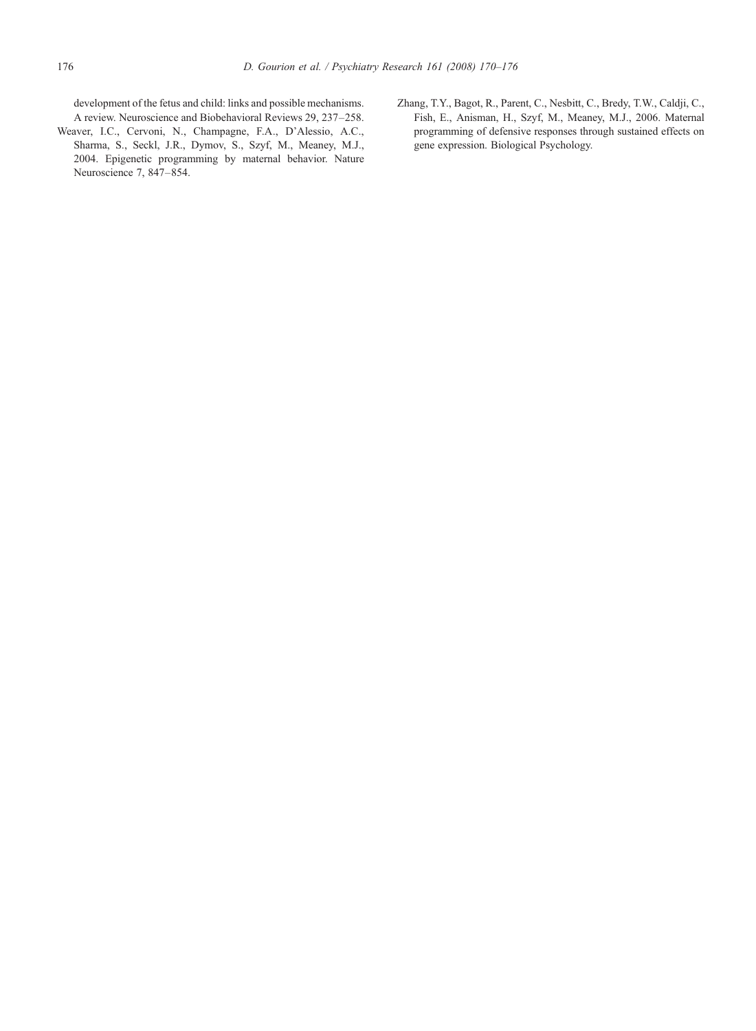development of the fetus and child: links and possible mechanisms. A review. Neuroscience and Biobehavioral Reviews 29, 237–258.

Weaver, I.C., Cervoni, N., Champagne, F.A., D'Alessio, A.C., Sharma, S., Seckl, J.R., Dymov, S., Szyf, M., Meaney, M.J., 2004. Epigenetic programming by maternal behavior. Nature Neuroscience 7, 847–854.

Zhang, T.Y., Bagot, R., Parent, C., Nesbitt, C., Bredy, T.W., Caldji, C., Fish, E., Anisman, H., Szyf, M., Meaney, M.J., 2006. Maternal programming of defensive responses through sustained effects on gene expression. Biological Psychology.